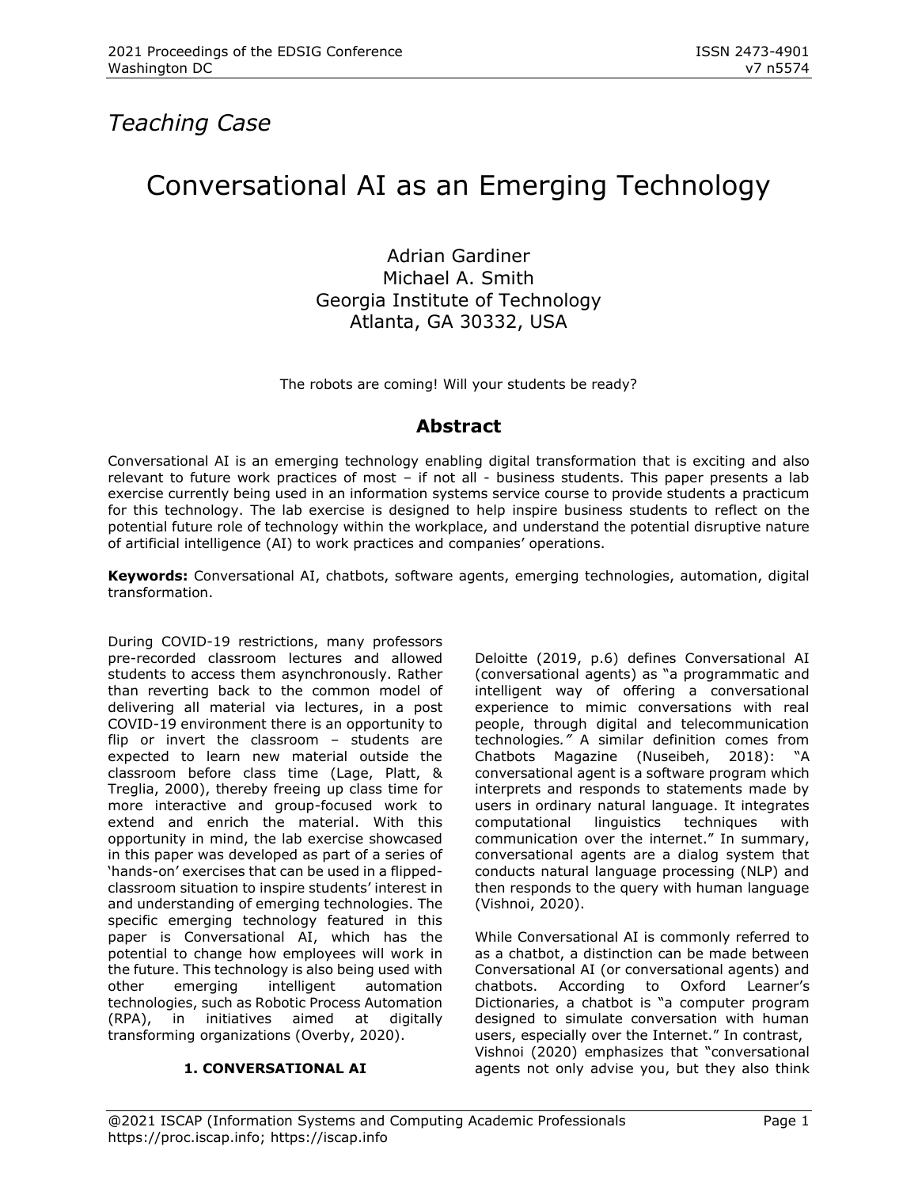*Teaching Case*

# Conversational AI as an Emerging Technology

Adrian Gardiner
Michael A. Smith
Georgia Institute of Technology
Atlanta, GA 30332, USA

The robots are coming! Will your students be ready?

## Abstract

Conversational AI is an emerging technology enabling digital transformation that is exciting and also relevant to future work practices of most – if not all - business students. This paper presents a lab exercise currently being used in an information systems service course to provide students a practicum for this technology. The lab exercise is designed to help inspire business students to reflect on the potential future role of technology within the workplace, and understand the potential disruptive nature of artificial intelligence (AI) to work practices and companies' operations.

**Keywords:** Conversational AI, chatbots, software agents, emerging technologies, automation, digital transformation.

During COVID-19 restrictions, many professors pre-recorded classroom lectures and allowed students to access them asynchronously. Rather than reverting back to the common model of delivering all material via lectures, in a post COVID-19 environment there is an opportunity to flip or invert the classroom – students are expected to learn new material outside the classroom before class time (Lage, Platt, & Treglia, 2000), thereby freeing up class time for more interactive and group-focused work to extend and enrich the material. With this opportunity in mind, the lab exercise showcased in this paper was developed as part of a series of 'hands-on' exercises that can be used in a flipped-classroom situation to inspire students' interest in and understanding of emerging technologies. The specific emerging technology featured in this paper is Conversational AI, which has the potential to change how employees will work in the future. This technology is also being used with other emerging intelligent automation technologies, such as Robotic Process Automation (RPA), in initiatives aimed at digitally transforming organizations (Overby, 2020).

## 1. CONVERSATIONAL AI

Deloitte (2019, p.6) defines Conversational AI (conversational agents) as "a programmatic and intelligent way of offering a conversational experience to mimic conversations with real people, through digital and telecommunication technologies*."* A similar definition comes from Chatbots Magazine (Nuseibeh, 2018): "A conversational agent is a software program which interprets and responds to statements made by users in ordinary natural language. It integrates computational linguistics techniques with communication over the internet." In summary, conversational agents are a dialog system that conducts natural language processing (NLP) and then responds to the query with human language (Vishnoi, 2020).

While Conversational AI is commonly referred to as a chatbot, a distinction can be made between Conversational AI (or conversational agents) and chatbots. According to Oxford Learner's Dictionaries, a chatbot is "a computer program designed to simulate conversation with human users, especially over the Internet." In contrast, Vishnoi (2020) emphasizes that "conversational agents not only advise you, but they also think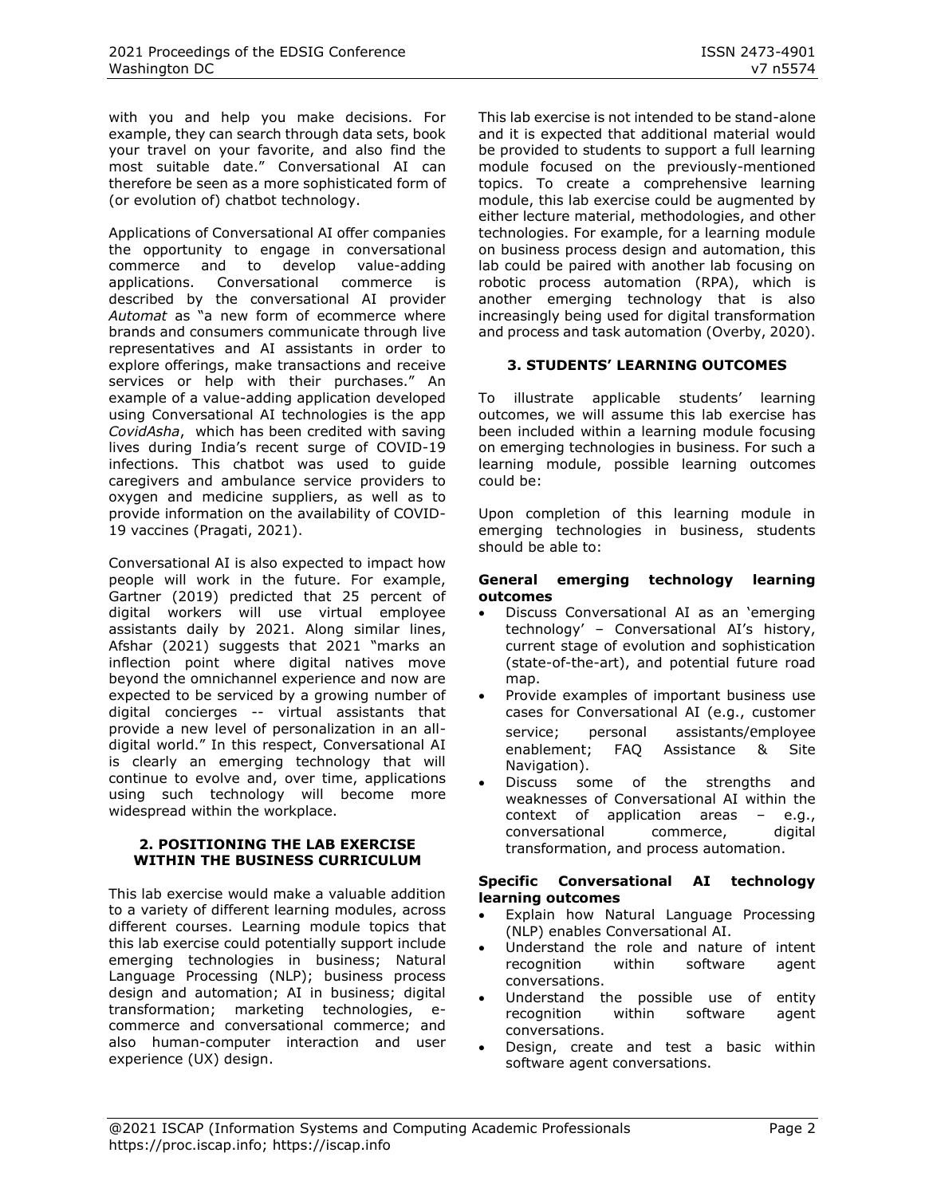with you and help you make decisions. For example, they can search through data sets, book your travel on your favorite, and also find the most suitable date." Conversational AI can therefore be seen as a more sophisticated form of (or evolution of) chatbot technology.

Applications of Conversational AI offer companies the opportunity to engage in conversational commerce and to develop value-adding applications. Conversational commerce is described by the conversational AI provider *Automat* as "a new form of ecommerce where brands and consumers communicate through live representatives and AI assistants in order to explore offerings, make transactions and receive services or help with their purchases." An example of a value-adding application developed using Conversational AI technologies is the app *CovidAsha*, which has been credited with saving lives during India's recent surge of COVID-19 infections. This chatbot was used to guide caregivers and ambulance service providers to oxygen and medicine suppliers, as well as to provide information on the availability of COVID-19 vaccines (Pragati, 2021).

Conversational AI is also expected to impact how people will work in the future. For example, Gartner (2019) predicted that 25 percent of digital workers will use virtual employee assistants daily by 2021. Along similar lines, Afshar (2021) suggests that 2021 "marks an inflection point where digital natives move beyond the omnichannel experience and now are expected to be serviced by a growing number of digital concierges -- virtual assistants that provide a new level of personalization in an all-digital world." In this respect, Conversational AI is clearly an emerging technology that will continue to evolve and, over time, applications using such technology will become more widespread within the workplace.

## 2. POSITIONING THE LAB EXERCISE WITHIN THE BUSINESS CURRICULUM

This lab exercise would make a valuable addition to a variety of different learning modules, across different courses. Learning module topics that this lab exercise could potentially support include emerging technologies in business; Natural Language Processing (NLP); business process design and automation; AI in business; digital transformation; marketing technologies, e-commerce and conversational commerce; and also human-computer interaction and user experience (UX) design.

This lab exercise is not intended to be stand-alone and it is expected that additional material would be provided to students to support a full learning module focused on the previously-mentioned topics. To create a comprehensive learning module, this lab exercise could be augmented by either lecture material, methodologies, and other technologies. For example, for a learning module on business process design and automation, this lab could be paired with another lab focusing on robotic process automation (RPA), which is another emerging technology that is also increasingly being used for digital transformation and process and task automation (Overby, 2020).

## 3. STUDENTS' LEARNING OUTCOMES

To illustrate applicable students' learning outcomes, we will assume this lab exercise has been included within a learning module focusing on emerging technologies in business. For such a learning module, possible learning outcomes could be:

Upon completion of this learning module in emerging technologies in business, students should be able to:

**General emerging technology learning outcomes**

- Discuss Conversational AI as an 'emerging technology' – Conversational AI's history, current stage of evolution and sophistication (state-of-the-art), and potential future road map.
- Provide examples of important business use cases for Conversational AI (e.g., customer service; personal assistants/employee enablement; FAQ Assistance & Site Navigation).
- Discuss some of the strengths and weaknesses of Conversational AI within the context of application areas – e.g., conversational commerce, digital transformation, and process automation.

**Specific Conversational AI technology learning outcomes**

- Explain how Natural Language Processing (NLP) enables Conversational AI.
- Understand the role and nature of intent recognition within software agent conversations.
- Understand the possible use of entity recognition within software agent conversations.
- Design, create and test a basic within software agent conversations.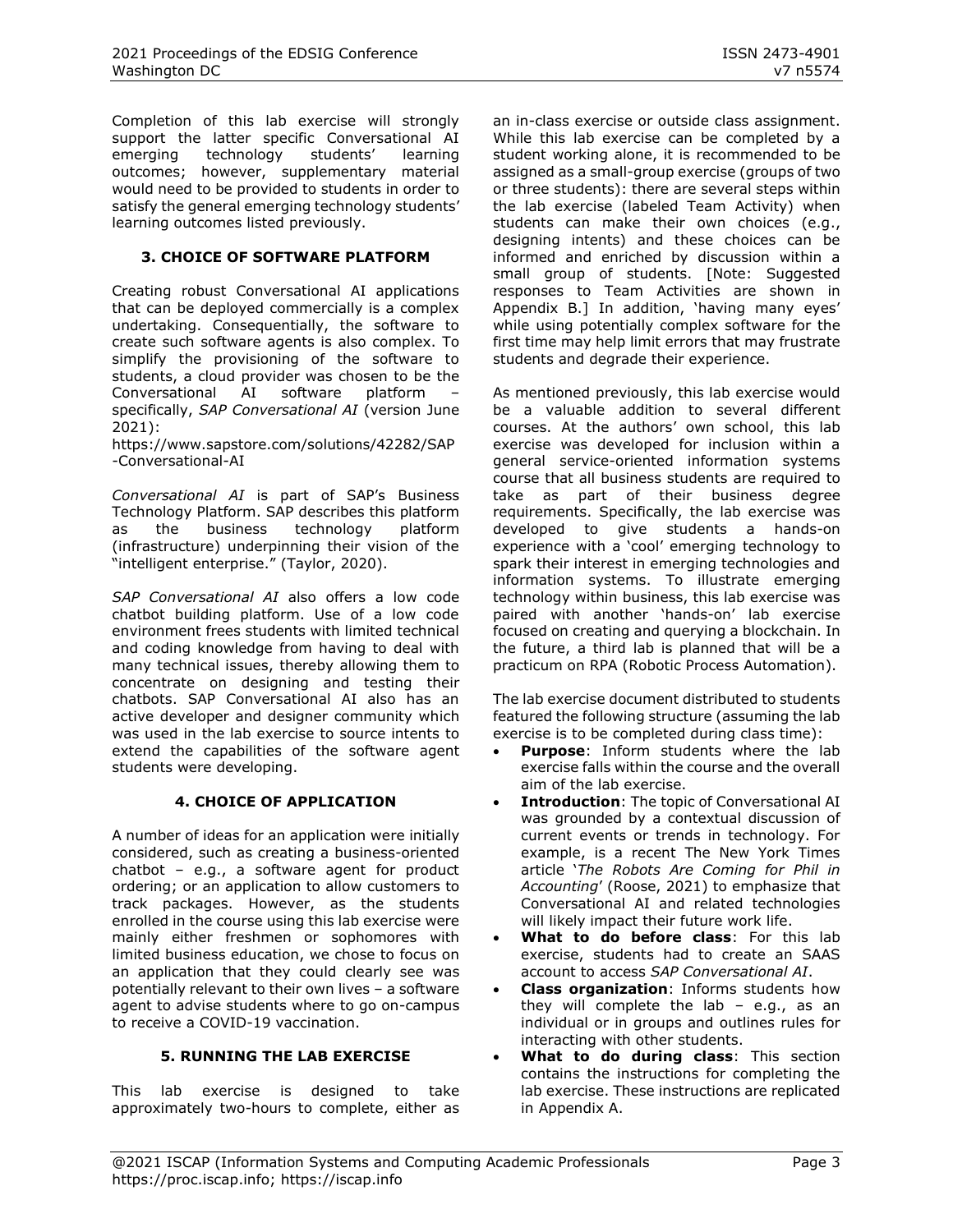Completion of this lab exercise will strongly support the latter specific Conversational AI emerging technology students' learning outcomes; however, supplementary material would need to be provided to students in order to satisfy the general emerging technology students' learning outcomes listed previously.

## 3. CHOICE OF SOFTWARE PLATFORM

Creating robust Conversational AI applications that can be deployed commercially is a complex undertaking. Consequentially, the software to create such software agents is also complex. To simplify the provisioning of the software to students, a cloud provider was chosen to be the Conversational AI software platform – specifically, *SAP Conversational AI* (version June 2021):

https://www.sapstore.com/solutions/42282/SAP-Conversational-AI

*Conversational AI* is part of SAP's Business Technology Platform. SAP describes this platform as the business technology platform (infrastructure) underpinning their vision of the "intelligent enterprise." (Taylor, 2020).

*SAP Conversational AI* also offers a low code chatbot building platform. Use of a low code environment frees students with limited technical and coding knowledge from having to deal with many technical issues, thereby allowing them to concentrate on designing and testing their chatbots. SAP Conversational AI also has an active developer and designer community which was used in the lab exercise to source intents to extend the capabilities of the software agent students were developing.

## 4. CHOICE OF APPLICATION

A number of ideas for an application were initially considered, such as creating a business-oriented chatbot – e.g., a software agent for product ordering; or an application to allow customers to track packages. However, as the students enrolled in the course using this lab exercise were mainly either freshmen or sophomores with limited business education, we chose to focus on an application that they could clearly see was potentially relevant to their own lives – a software agent to advise students where to go on-campus to receive a COVID-19 vaccination.

## 5. RUNNING THE LAB EXERCISE

This lab exercise is designed to take approximately two-hours to complete, either as an in-class exercise or outside class assignment. While this lab exercise can be completed by a student working alone, it is recommended to be assigned as a small-group exercise (groups of two or three students): there are several steps within the lab exercise (labeled Team Activity) when students can make their own choices (e.g., designing intents) and these choices can be informed and enriched by discussion within a small group of students. [Note: Suggested responses to Team Activities are shown in Appendix B.] In addition, 'having many eyes' while using potentially complex software for the first time may help limit errors that may frustrate students and degrade their experience.

As mentioned previously, this lab exercise would be a valuable addition to several different courses. At the authors' own school, this lab exercise was developed for inclusion within a general service-oriented information systems course that all business students are required to take as part of their business degree requirements. Specifically, the lab exercise was developed to give students a hands-on experience with a 'cool' emerging technology to spark their interest in emerging technologies and information systems. To illustrate emerging technology within business, this lab exercise was paired with another 'hands-on' lab exercise focused on creating and querying a blockchain. In the future, a third lab is planned that will be a practicum on RPA (Robotic Process Automation).

The lab exercise document distributed to students featured the following structure (assuming the lab exercise is to be completed during class time):

- **Purpose**: Inform students where the lab exercise falls within the course and the overall aim of the lab exercise.
- **Introduction**: The topic of Conversational AI was grounded by a contextual discussion of current events or trends in technology. For example, is a recent The New York Times article '*The Robots Are Coming for Phil in Accounting*' (Roose, 2021) to emphasize that Conversational AI and related technologies will likely impact their future work life.
- **What to do before class**: For this lab exercise, students had to create an SAAS account to access *SAP Conversational AI*.
- **Class organization**: Informs students how they will complete the lab – e.g., as an individual or in groups and outlines rules for interacting with other students.
- **What to do during class**: This section contains the instructions for completing the lab exercise. These instructions are replicated in Appendix A.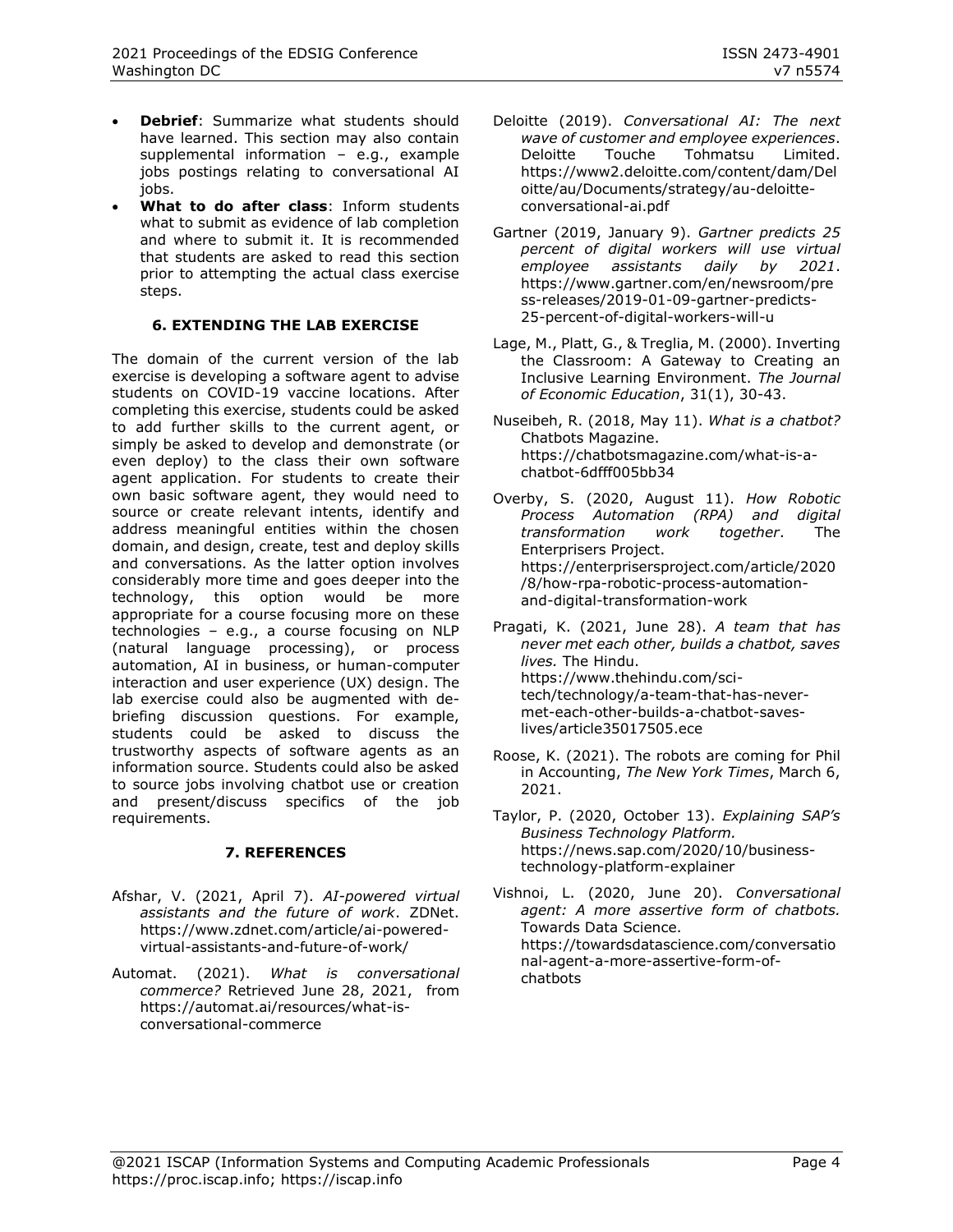- **Debrief**: Summarize what students should have learned. This section may also contain supplemental information – e.g., example jobs postings relating to conversational AI jobs.
- **What to do after class**: Inform students what to submit as evidence of lab completion and where to submit it. It is recommended that students are asked to read this section prior to attempting the actual class exercise steps.

## 6. EXTENDING THE LAB EXERCISE

The domain of the current version of the lab exercise is developing a software agent to advise students on COVID-19 vaccine locations. After completing this exercise, students could be asked to add further skills to the current agent, or simply be asked to develop and demonstrate (or even deploy) to the class their own software agent application. For students to create their own basic software agent, they would need to source or create relevant intents, identify and address meaningful entities within the chosen domain, and design, create, test and deploy skills and conversations. As the latter option involves considerably more time and goes deeper into the technology, this option would be more appropriate for a course focusing more on these technologies – e.g., a course focusing on NLP (natural language processing), or process automation, AI in business, or human-computer interaction and user experience (UX) design. The lab exercise could also be augmented with de-briefing discussion questions. For example, students could be asked to discuss the trustworthy aspects of software agents as an information source. Students could also be asked to source jobs involving chatbot use or creation and present/discuss specifics of the job requirements.

## 7. REFERENCES

Afshar, V. (2021, April 7). *AI-powered virtual assistants and the future of work*. ZDNet. https://www.zdnet.com/article/ai-powered-virtual-assistants-and-future-of-work/

Automat. (2021). *What is conversational commerce?* Retrieved June 28, 2021, from https://automat.ai/resources/what-is-conversational-commerce

Deloitte (2019). *Conversational AI: The next wave of customer and employee experiences*. Deloitte Touche Tohmatsu Limited. https://www2.deloitte.com/content/dam/Deloitte/au/Documents/strategy/au-deloitte-conversational-ai.pdf

Gartner (2019, January 9). *Gartner predicts 25 percent of digital workers will use virtual employee assistants daily by 2021*. https://www.gartner.com/en/newsroom/press-releases/2019-01-09-gartner-predicts-25-percent-of-digital-workers-will-u

Lage, M., Platt, G., & Treglia, M. (2000). Inverting the Classroom: A Gateway to Creating an Inclusive Learning Environment. *The Journal of Economic Education*, 31(1), 30-43.

Nuseibeh, R. (2018, May 11). *What is a chatbot?* Chatbots Magazine. https://chatbotsmagazine.com/what-is-a-chatbot-6dfff005bb34

Overby, S. (2020, August 11). *How Robotic Process Automation (RPA) and digital transformation work together*. The Enterprisers Project. https://enterprisersproject.com/article/2020/8/how-rpa-robotic-process-automation-and-digital-transformation-work

Pragati, K. (2021, June 28). *A team that has never met each other, builds a chatbot, saves lives.* The Hindu. https://www.thehindu.com/sci-tech/technology/a-team-that-has-never-met-each-other-builds-a-chatbot-saves-lives/article35017505.ece

Roose, K. (2021). The robots are coming for Phil in Accounting, *The New York Times*, March 6, 2021.

Taylor, P. (2020, October 13). *Explaining SAP's Business Technology Platform.* https://news.sap.com/2020/10/business-technology-platform-explainer

Vishnoi, L. (2020, June 20). *Conversational agent: A more assertive form of chatbots.* Towards Data Science. https://towardsdatascience.com/conversational-agent-a-more-assertive-form-of-chatbots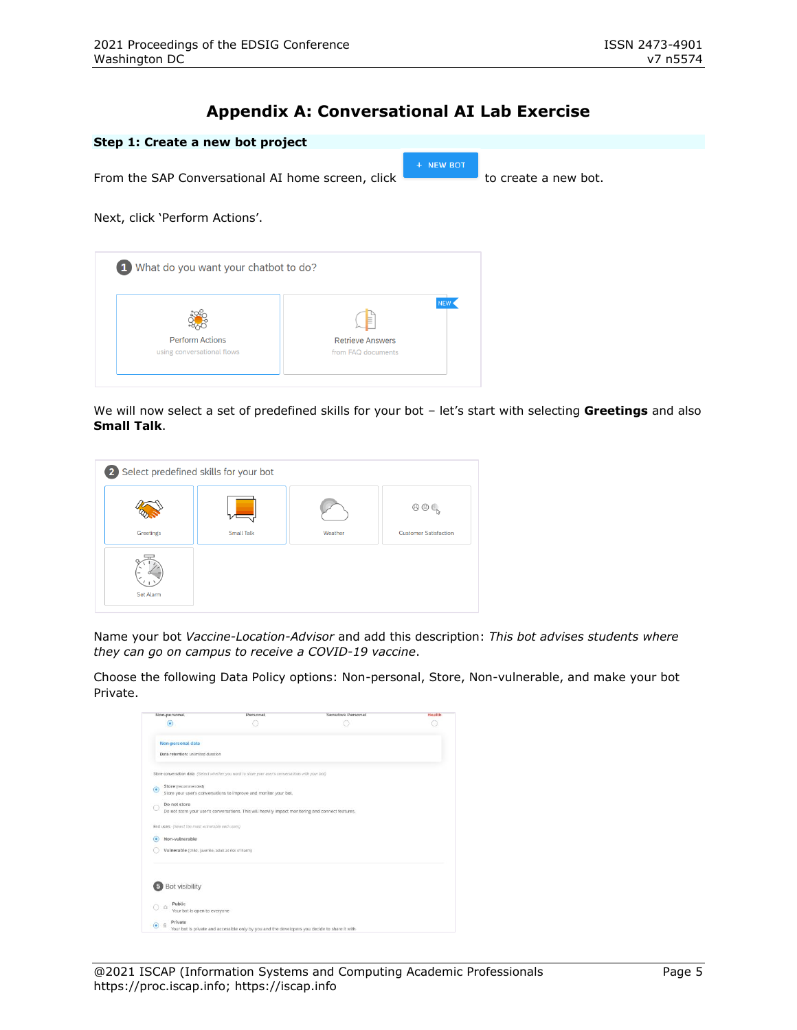# Appendix A: Conversational AI Lab Exercise

## Step 1: Create a new bot project

From the SAP Conversational AI home screen, click + NEW BOT to create a new bot.

Next, click 'Perform Actions'.

We will now select a set of predefined skills for your bot – let's start with selecting **Greetings** and also **Small Talk**.

Name your bot *Vaccine-Location-Advisor* and add this description: *This bot advises students where they can go on campus to receive a COVID-19 vaccine*.

Choose the following Data Policy options: Non-personal, Store, Non-vulnerable, and make your bot Private.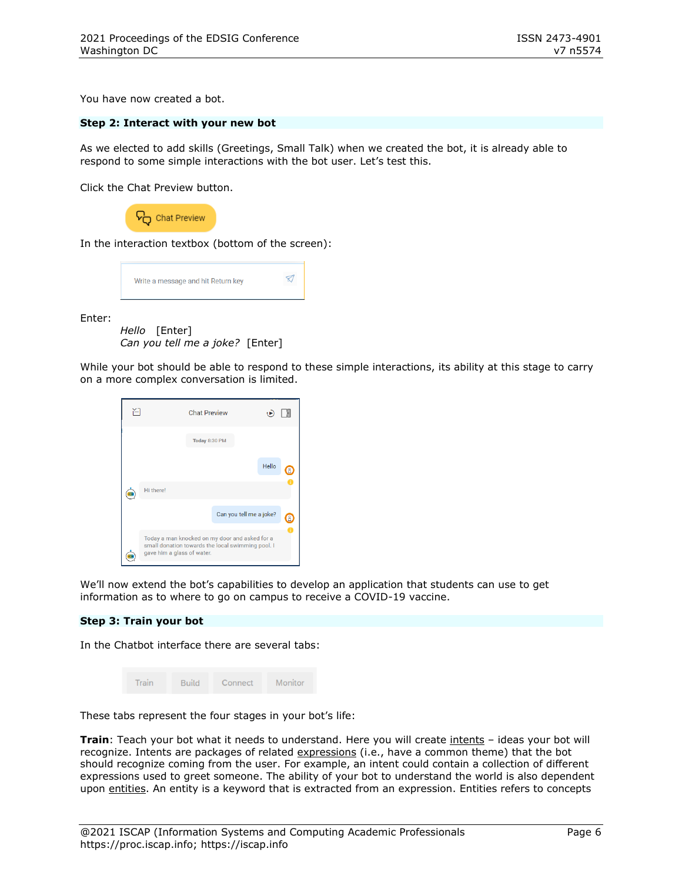You have now created a bot.

**Step 2: Interact with your new bot**

As we elected to add skills (Greetings, Small Talk) when we created the bot, it is already able to respond to some simple interactions with the bot user. Let's test this.

Click the Chat Preview button.

In the interaction textbox (bottom of the screen):

Enter:

*Hello* [Enter]
*Can you tell me a joke?* [Enter]

While your bot should be able to respond to these simple interactions, its ability at this stage to carry on a more complex conversation is limited.

We'll now extend the bot's capabilities to develop an application that students can use to get information as to where to go on campus to receive a COVID-19 vaccine.

**Step 3: Train your bot**

In the Chatbot interface there are several tabs:

These tabs represent the four stages in your bot's life:

**Train**: Teach your bot what it needs to understand. Here you will create intents – ideas your bot will recognize. Intents are packages of related expressions (i.e., have a common theme) that the bot should recognize coming from the user. For example, an intent could contain a collection of different expressions used to greet someone. The ability of your bot to understand the world is also dependent upon entities. An entity is a keyword that is extracted from an expression. Entities refers to concepts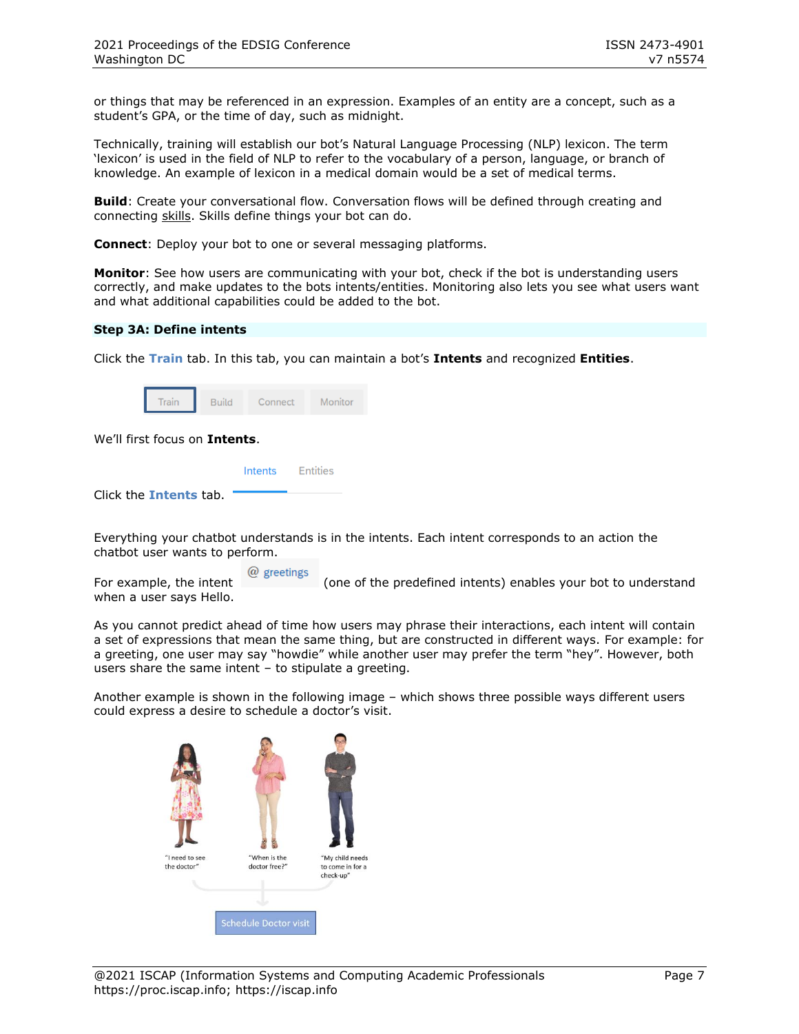or things that may be referenced in an expression. Examples of an entity are a concept, such as a student's GPA, or the time of day, such as midnight.

Technically, training will establish our bot's Natural Language Processing (NLP) lexicon. The term 'lexicon' is used in the field of NLP to refer to the vocabulary of a person, language, or branch of knowledge. An example of lexicon in a medical domain would be a set of medical terms.

**Build**: Create your conversational flow. Conversation flows will be defined through creating and connecting skills. Skills define things your bot can do.

**Connect**: Deploy your bot to one or several messaging platforms.

**Monitor**: See how users are communicating with your bot, check if the bot is understanding users correctly, and make updates to the bots intents/entities. Monitoring also lets you see what users want and what additional capabilities could be added to the bot.

### Step 3A: Define intents

Click the **Train** tab. In this tab, you can maintain a bot's **Intents** and recognized **Entities**.

Train Build Connect Monitor

We'll first focus on **Intents**.

Click the **Intents** tab. Intents Entities

Everything your chatbot understands is in the intents. Each intent corresponds to an action the chatbot user wants to perform.

For example, the intent @ greetings (one of the predefined intents) enables your bot to understand when a user says Hello.

As you cannot predict ahead of time how users may phrase their interactions, each intent will contain a set of expressions that mean the same thing, but are constructed in different ways. For example: for a greeting, one user may say "howdie" while another user may prefer the term "hey". However, both users share the same intent – to stipulate a greeting.

Another example is shown in the following image – which shows three possible ways different users could express a desire to schedule a doctor's visit.

"I need to see the doctor" "When is the doctor free?" "My child needs to come in for a check-up"

Schedule Doctor visit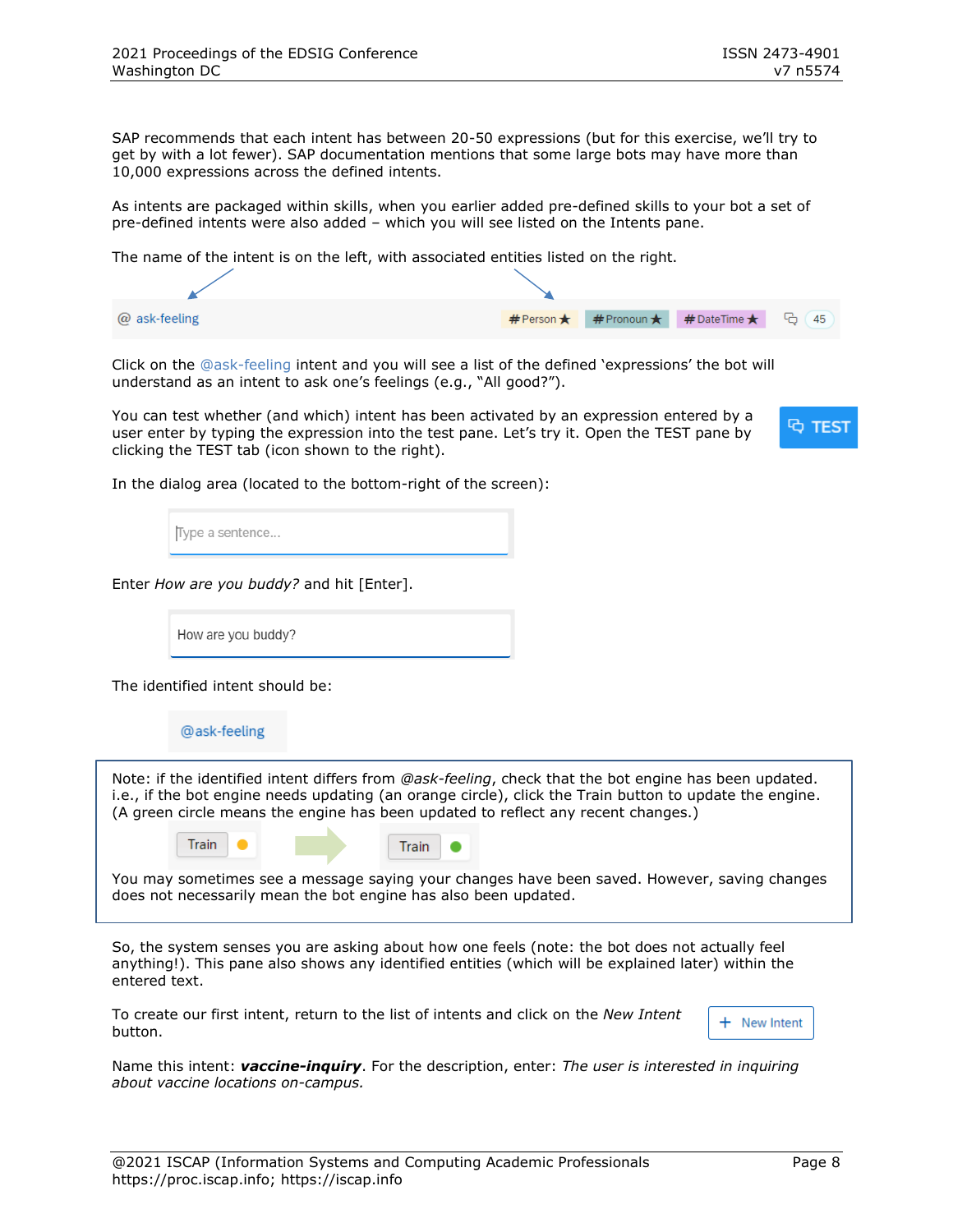SAP recommends that each intent has between 20-50 expressions (but for this exercise, we'll try to get by with a lot fewer). SAP documentation mentions that some large bots may have more than 10,000 expressions across the defined intents.

As intents are packaged within skills, when you earlier added pre-defined skills to your bot a set of pre-defined intents were also added – which you will see listed on the Intents pane.

The name of the intent is on the left, with associated entities listed on the right.

@ ask-feeling    #Person ★  #Pronoun ★  #DateTime ★    45

Click on the @ask-feeling intent and you will see a list of the defined 'expressions' the bot will understand as an intent to ask one's feelings (e.g., "All good?").

You can test whether (and which) intent has been activated by an expression entered by a user enter by typing the expression into the test pane. Let's try it. Open the TEST pane by clicking the TEST tab (icon shown to the right).

TEST

In the dialog area (located to the bottom-right of the screen):

Type a sentence...

Enter *How are you buddy?* and hit [Enter].

How are you buddy?

The identified intent should be:

@ask-feeling

> Note: if the identified intent differs from *@ask-feeling*, check that the bot engine has been updated. i.e., if the bot engine needs updating (an orange circle), click the Train button to update the engine. (A green circle means the engine has been updated to reflect any recent changes.)
>
> Train → Train
>
> You may sometimes see a message saying your changes have been saved. However, saving changes does not necessarily mean the bot engine has also been updated.

So, the system senses you are asking about how one feels (note: the bot does not actually feel anything!). This pane also shows any identified entities (which will be explained later) within the entered text.

To create our first intent, return to the list of intents and click on the *New Intent* button.

+ New Intent

Name this intent: ***vaccine-inquiry***. For the description, enter: *The user is interested in inquiring about vaccine locations on-campus.*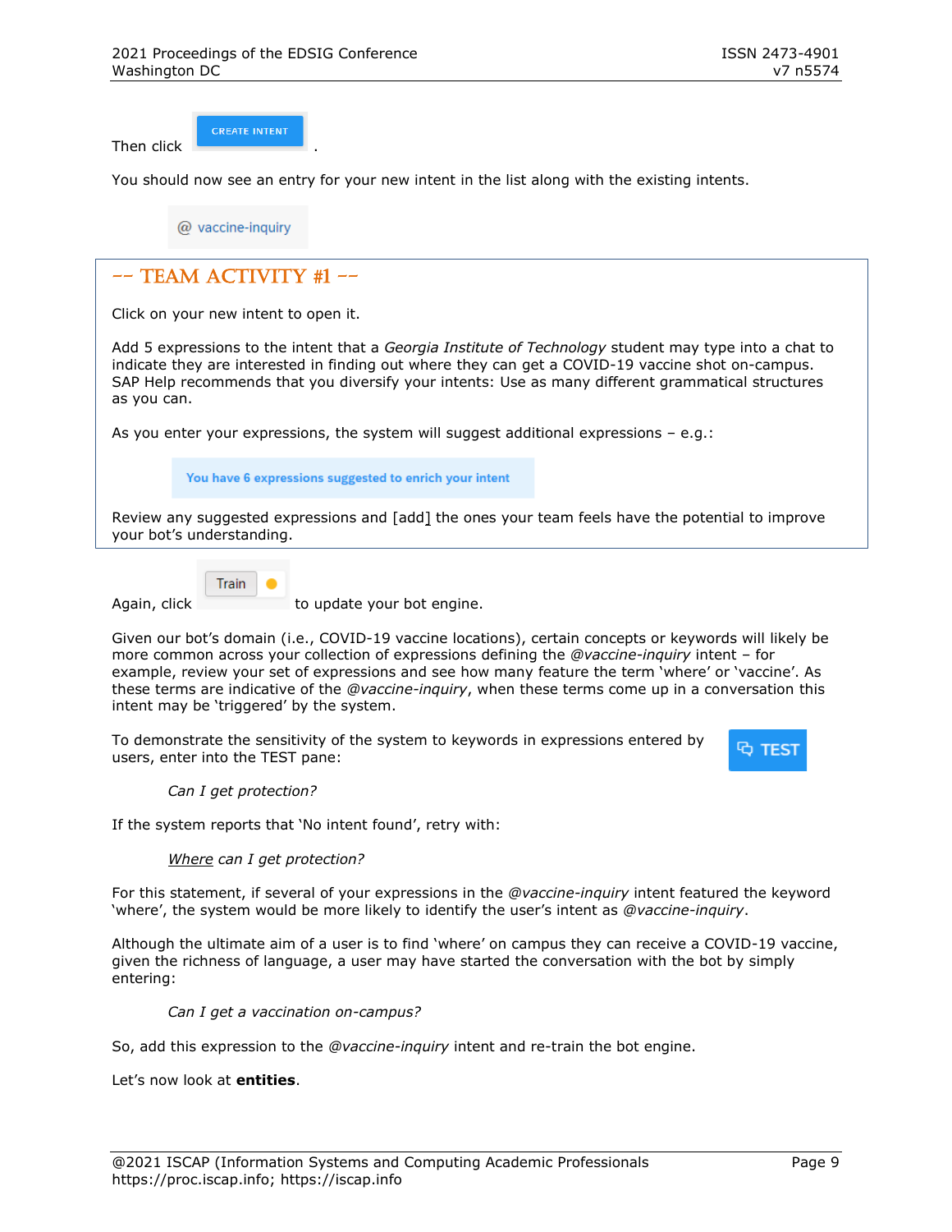Then click CREATE INTENT .

You should now see an entry for your new intent in the list along with the existing intents.

@ vaccine-inquiry

## -- TEAM ACTIVITY #1 --

Click on your new intent to open it.

Add 5 expressions to the intent that a *Georgia Institute of Technology* student may type into a chat to indicate they are interested in finding out where they can get a COVID-19 vaccine shot on-campus. SAP Help recommends that you diversify your intents: Use as many different grammatical structures as you can.

As you enter your expressions, the system will suggest additional expressions – e.g.:

You have 6 expressions suggested to enrich your intent

Review any suggested expressions and [add] the ones your team feels have the potential to improve your bot's understanding.

Again, click Train to update your bot engine.

Given our bot's domain (i.e., COVID-19 vaccine locations), certain concepts or keywords will likely be more common across your collection of expressions defining the *@vaccine-inquiry* intent – for example, review your set of expressions and see how many feature the term 'where' or 'vaccine'. As these terms are indicative of the *@vaccine-inquiry*, when these terms come up in a conversation this intent may be 'triggered' by the system.

To demonstrate the sensitivity of the system to keywords in expressions entered by users, enter into the TEST pane:

*Can I get protection?*

If the system reports that 'No intent found', retry with:

*<u>Where</u> can I get protection?*

For this statement, if several of your expressions in the *@vaccine-inquiry* intent featured the keyword 'where', the system would be more likely to identify the user's intent as *@vaccine-inquiry*.

Although the ultimate aim of a user is to find 'where' on campus they can receive a COVID-19 vaccine, given the richness of language, a user may have started the conversation with the bot by simply entering:

*Can I get a vaccination on-campus?*

So, add this expression to the *@vaccine-inquiry* intent and re-train the bot engine.

Let's now look at **entities**.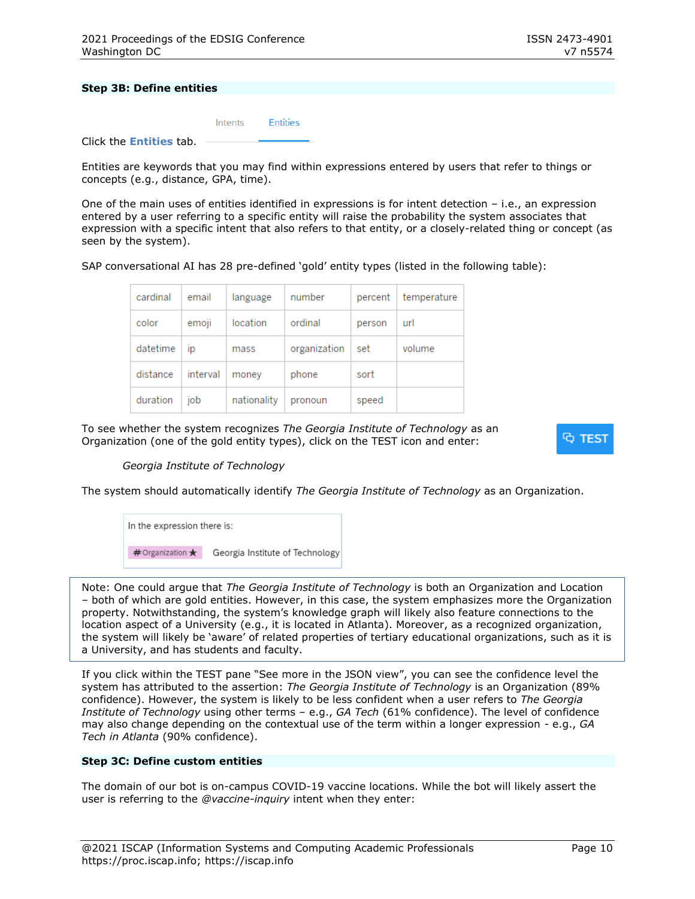**Step 3B: Define entities**

Intents Entities

Click the **Entities** tab.

Entities are keywords that you may find within expressions entered by users that refer to things or concepts (e.g., distance, GPA, time).

One of the main uses of entities identified in expressions is for intent detection – i.e., an expression entered by a user referring to a specific entity will raise the probability the system associates that expression with a specific intent that also refers to that entity, or a closely-related thing or concept (as seen by the system).

SAP conversational AI has 28 pre-defined 'gold' entity types (listed in the following table):

| cardinal | email | language | number | percent | temperature |
|---|---|---|---|---|---|
| color | emoji | location | ordinal | person | url |
| datetime | ip | mass | organization | set | volume |
| distance | interval | money | phone | sort | |
| duration | job | nationality | pronoun | speed | |

To see whether the system recognizes *The Georgia Institute of Technology* as an Organization (one of the gold entity types), click on the TEST icon and enter:

TEST

*Georgia Institute of Technology*

The system should automatically identify *The Georgia Institute of Technology* as an Organization.

In the expression there is:

#Organization ★ Georgia Institute of Technology

Note: One could argue that *The Georgia Institute of Technology* is both an Organization and Location – both of which are gold entities. However, in this case, the system emphasizes more the Organization property. Notwithstanding, the system's knowledge graph will likely also feature connections to the location aspect of a University (e.g., it is located in Atlanta). Moreover, as a recognized organization, the system will likely be 'aware' of related properties of tertiary educational organizations, such as it is a University, and has students and faculty.

If you click within the TEST pane "See more in the JSON view", you can see the confidence level the system has attributed to the assertion: *The Georgia Institute of Technology* is an Organization (89% confidence). However, the system is likely to be less confident when a user refers to *The Georgia Institute of Technology* using other terms – e.g., *GA Tech* (61% confidence). The level of confidence may also change depending on the contextual use of the term within a longer expression - e.g., *GA Tech in Atlanta* (90% confidence).

**Step 3C: Define custom entities**

The domain of our bot is on-campus COVID-19 vaccine locations. While the bot will likely assert the user is referring to the *@vaccine-inquiry* intent when they enter: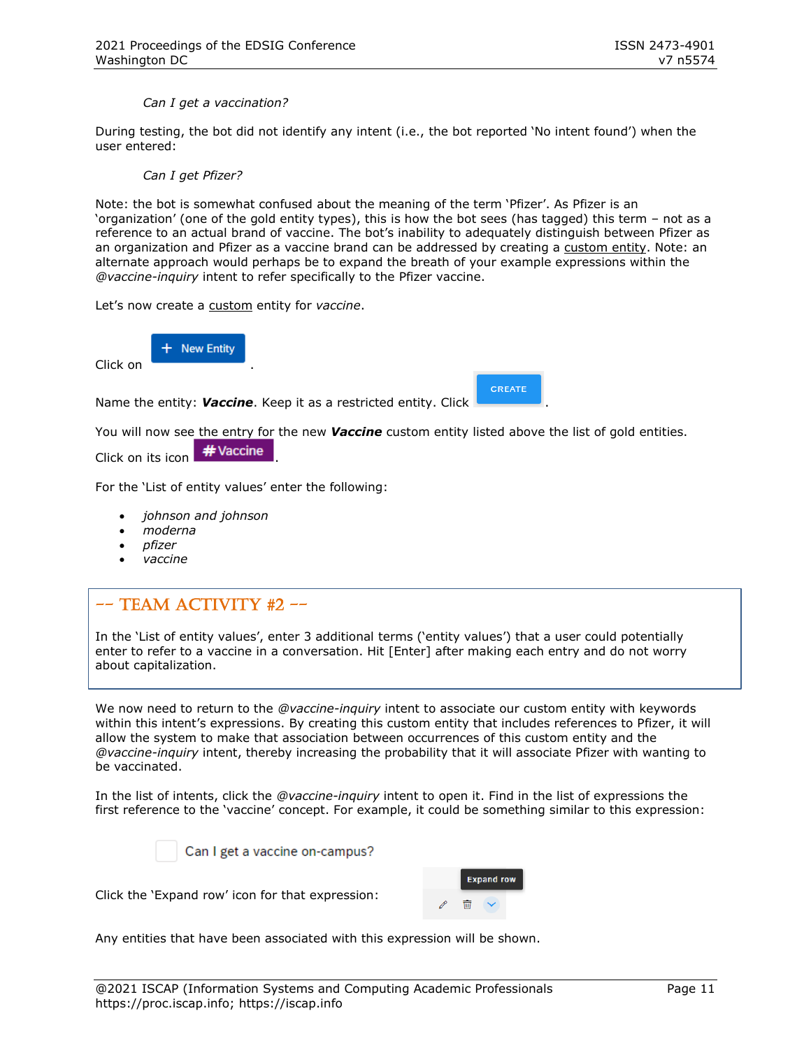*Can I get a vaccination?*

During testing, the bot did not identify any intent (i.e., the bot reported 'No intent found') when the user entered:

*Can I get Pfizer?*

Note: the bot is somewhat confused about the meaning of the term 'Pfizer'. As Pfizer is an 'organization' (one of the gold entity types), this is how the bot sees (has tagged) this term – not as a reference to an actual brand of vaccine. The bot's inability to adequately distinguish between Pfizer as an organization and Pfizer as a vaccine brand can be addressed by creating a custom entity. Note: an alternate approach would perhaps be to expand the breath of your example expressions within the *@vaccine-inquiry* intent to refer specifically to the Pfizer vaccine.

Let's now create a custom entity for *vaccine*.

Click on [+ New Entity].

Name the entity: ***Vaccine***. Keep it as a restricted entity. Click [CREATE].

You will now see the entry for the new ***Vaccine*** custom entity listed above the list of gold entities. Click on its icon [#Vaccine].

For the 'List of entity values' enter the following:

- *johnson and johnson*
- *moderna*
- *pfizer*
- *vaccine*

## -- TEAM ACTIVITY #2 --

In the 'List of entity values', enter 3 additional terms ('entity values') that a user could potentially enter to refer to a vaccine in a conversation. Hit [Enter] after making each entry and do not worry about capitalization.

We now need to return to the *@vaccine-inquiry* intent to associate our custom entity with keywords within this intent's expressions. By creating this custom entity that includes references to Pfizer, it will allow the system to make that association between occurrences of this custom entity and the *@vaccine-inquiry* intent, thereby increasing the probability that it will associate Pfizer with wanting to be vaccinated.

In the list of intents, click the *@vaccine-inquiry* intent to open it. Find in the list of expressions the first reference to the 'vaccine' concept. For example, it could be something similar to this expression:

Can I get a vaccine on-campus?

Click the 'Expand row' icon for that expression: [Expand row]

Any entities that have been associated with this expression will be shown.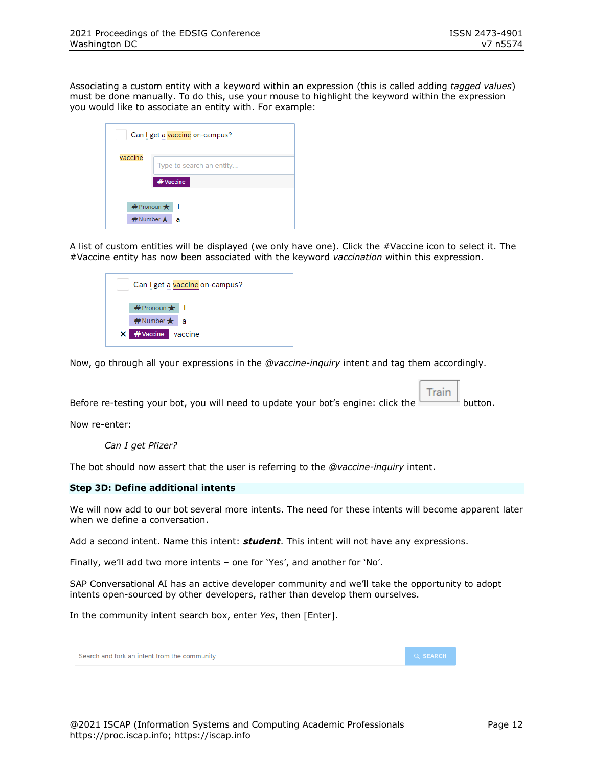Associating a custom entity with a keyword within an expression (this is called adding *tagged values*) must be done manually. To do this, use your mouse to highlight the keyword within the expression you would like to associate an entity with. For example:

A list of custom entities will be displayed (we only have one). Click the #Vaccine icon to select it. The #Vaccine entity has now been associated with the keyword *vaccination* within this expression.

Now, go through all your expressions in the *@vaccine-inquiry* intent and tag them accordingly.

Before re-testing your bot, you will need to update your bot's engine: click the Train button.

Now re-enter:

> *Can I get Pfizer?*

The bot should now assert that the user is referring to the *@vaccine-inquiry* intent.

**Step 3D: Define additional intents**

We will now add to our bot several more intents. The need for these intents will become apparent later when we define a conversation.

Add a second intent. Name this intent: ***student***. This intent will not have any expressions.

Finally, we'll add two more intents – one for 'Yes', and another for 'No'.

SAP Conversational AI has an active developer community and we'll take the opportunity to adopt intents open-sourced by other developers, rather than develop them ourselves.

In the community intent search box, enter *Yes*, then [Enter].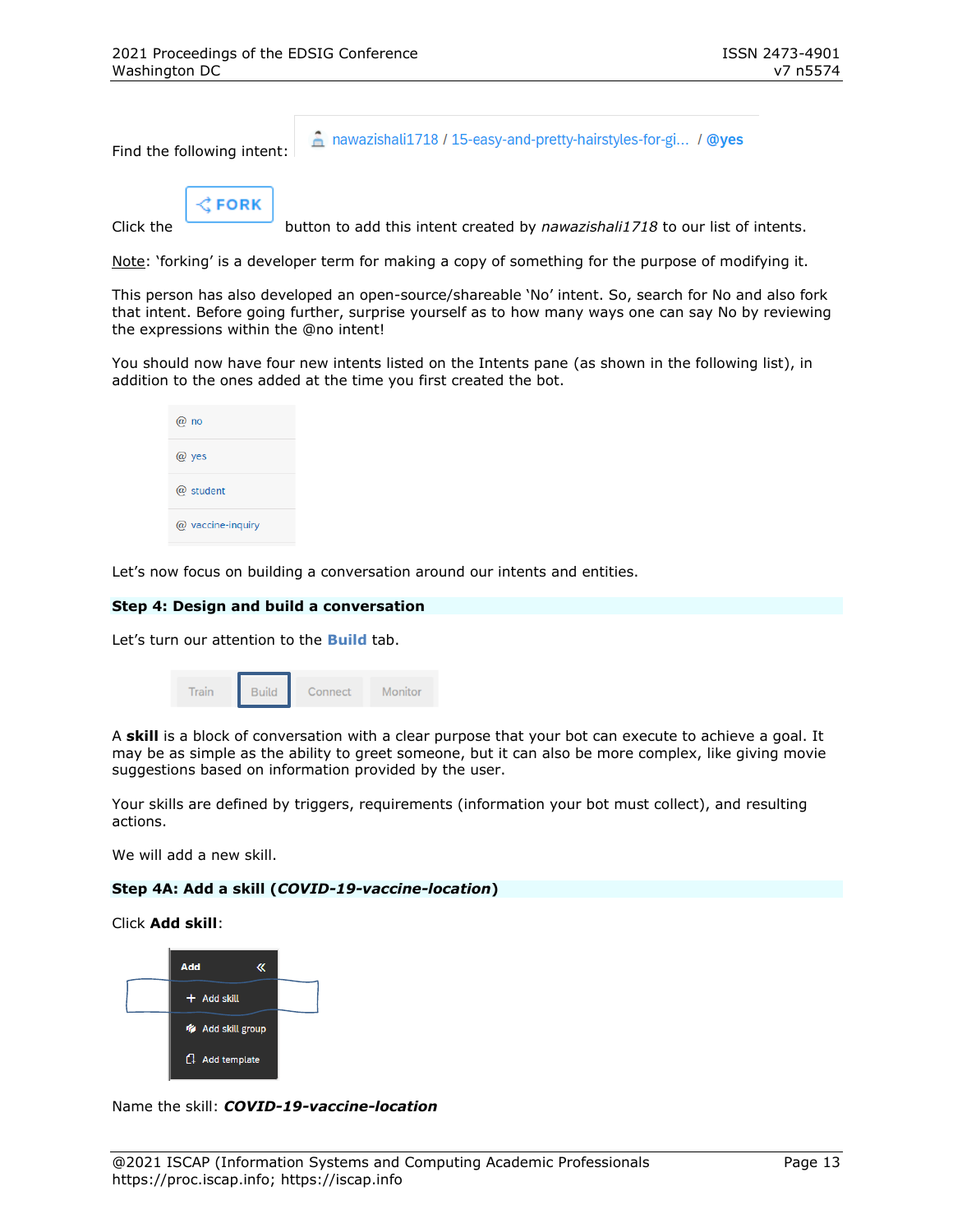Find the following intent: nawazishali1718 / 15-easy-and-pretty-hairstyles-for-gi... / @yes

Click the FORK button to add this intent created by *nawazishali1718* to our list of intents.

Note: 'forking' is a developer term for making a copy of something for the purpose of modifying it.

This person has also developed an open-source/shareable 'No' intent. So, search for No and also fork that intent. Before going further, surprise yourself as to how many ways one can say No by reviewing the expressions within the @no intent!

You should now have four new intents listed on the Intents pane (as shown in the following list), in addition to the ones added at the time you first created the bot.

- @ no
- @ yes
- @ student
- @ vaccine-inquiry

Let's now focus on building a conversation around our intents and entities.

### Step 4: Design and build a conversation

Let's turn our attention to the **Build** tab.

Train | Build | Connect | Monitor

A **skill** is a block of conversation with a clear purpose that your bot can execute to achieve a goal. It may be as simple as the ability to greet someone, but it can also be more complex, like giving movie suggestions based on information provided by the user.

Your skills are defined by triggers, requirements (information your bot must collect), and resulting actions.

We will add a new skill.

### Step 4A: Add a skill (*COVID-19-vaccine-location*)

Click **Add skill**:

Add
- + Add skill
- Add skill group
- Add template

Name the skill: ***COVID-19-vaccine-location***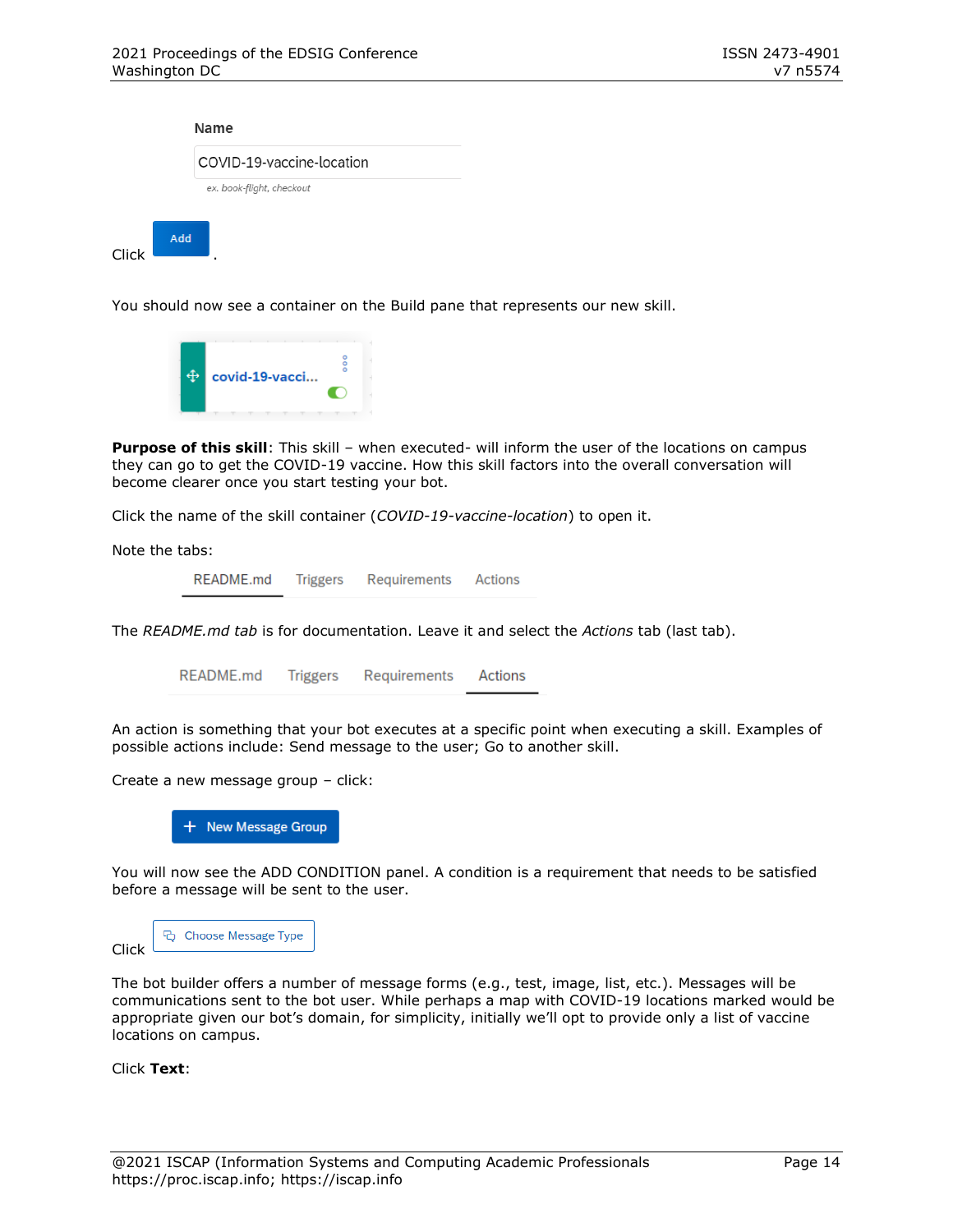**Name**

COVID-19-vaccine-location

*ex. book-flight, checkout*

Click **Add**.

You should now see a container on the Build pane that represents our new skill.

covid-19-vacci...

**Purpose of this skill**: This skill – when executed- will inform the user of the locations on campus they can go to get the COVID-19 vaccine. How this skill factors into the overall conversation will become clearer once you start testing your bot.

Click the name of the skill container (*COVID-19-vaccine-location*) to open it.

Note the tabs:

README.md    Triggers    Requirements    Actions

The *README.md tab* is for documentation. Leave it and select the *Actions* tab (last tab).

README.md    Triggers    Requirements    Actions

An action is something that your bot executes at a specific point when executing a skill. Examples of possible actions include: Send message to the user; Go to another skill.

Create a new message group – click:

+ New Message Group

You will now see the ADD CONDITION panel. A condition is a requirement that needs to be satisfied before a message will be sent to the user.

Click Choose Message Type

The bot builder offers a number of message forms (e.g., test, image, list, etc.). Messages will be communications sent to the bot user. While perhaps a map with COVID-19 locations marked would be appropriate given our bot's domain, for simplicity, initially we'll opt to provide only a list of vaccine locations on campus.

Click **Text**: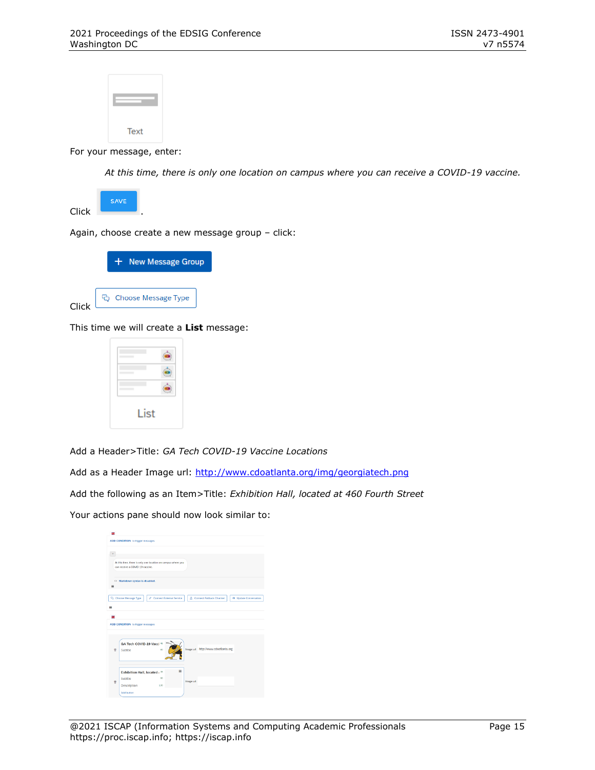For your message, enter:

*At this time, there is only one location on campus where you can receive a COVID-19 vaccine.*

Click SAVE.

Again, choose create a new message group – click:

New Message Group

Click Choose Message Type

This time we will create a **List** message:

Add a Header>Title: *GA Tech COVID-19 Vaccine Locations*

Add as a Header Image url: http://www.cdoatlanta.org/img/georgiatech.png

Add the following as an Item>Title: *Exhibition Hall, located at 460 Fourth Street*

Your actions pane should now look similar to: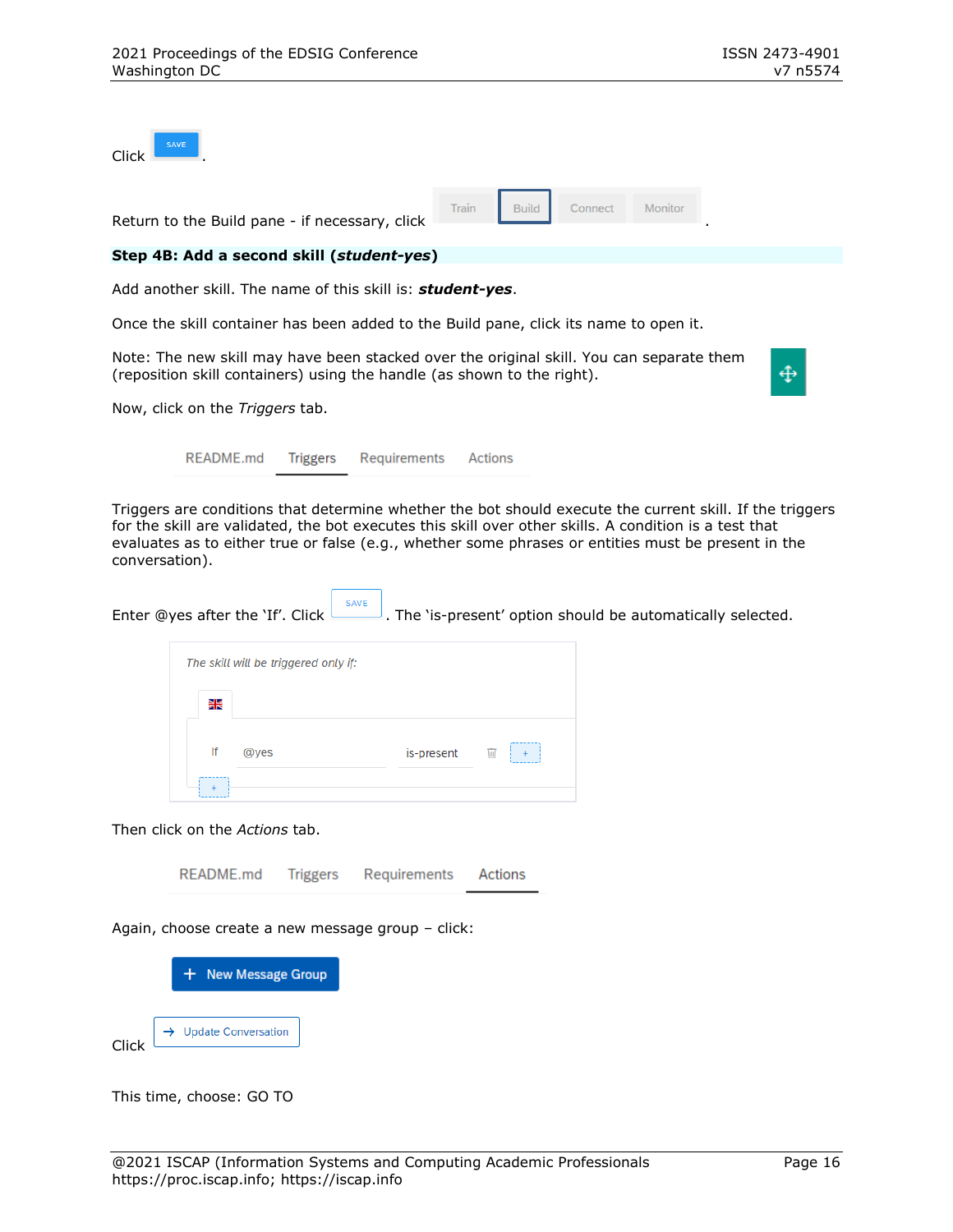Click SAVE.

Return to the Build pane - if necessary, click Train Build Connect Monitor.

**Step 4B: Add a second skill (*student-yes*)**

Add another skill. The name of this skill is: ***student-yes***.

Once the skill container has been added to the Build pane, click its name to open it.

Note: The new skill may have been stacked over the original skill. You can separate them (reposition skill containers) using the handle (as shown to the right).

Now, click on the *Triggers* tab.

README.md Triggers Requirements Actions

Triggers are conditions that determine whether the bot should execute the current skill. If the triggers for the skill are validated, the bot executes this skill over other skills. A condition is a test that evaluates as to either true or false (e.g., whether some phrases or entities must be present in the conversation).

Enter @yes after the 'If'. Click SAVE. The 'is-present' option should be automatically selected.

*The skill will be triggered only if:*

If @yes is-present +

+

Then click on the *Actions* tab.

README.md Triggers Requirements Actions

Again, choose create a new message group – click:

+ New Message Group

Click → Update Conversation

This time, choose: GO TO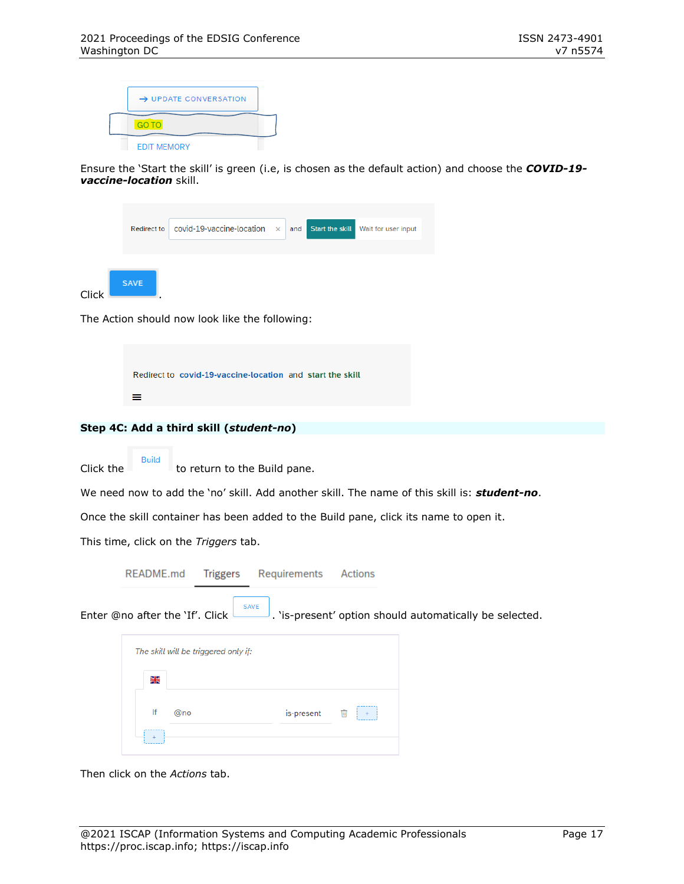Ensure the 'Start the skill' is green (i.e, is chosen as the default action) and choose the ***COVID-19-vaccine-location*** skill.

Click SAVE.

The Action should now look like the following:

**Step 4C: Add a third skill (*student-no*)**

Click the Build to return to the Build pane.

We need now to add the 'no' skill. Add another skill. The name of this skill is: ***student-no***.

Once the skill container has been added to the Build pane, click its name to open it.

This time, click on the *Triggers* tab.

Enter @no after the 'If'. Click SAVE. 'is-present' option should automatically be selected.

Then click on the *Actions* tab.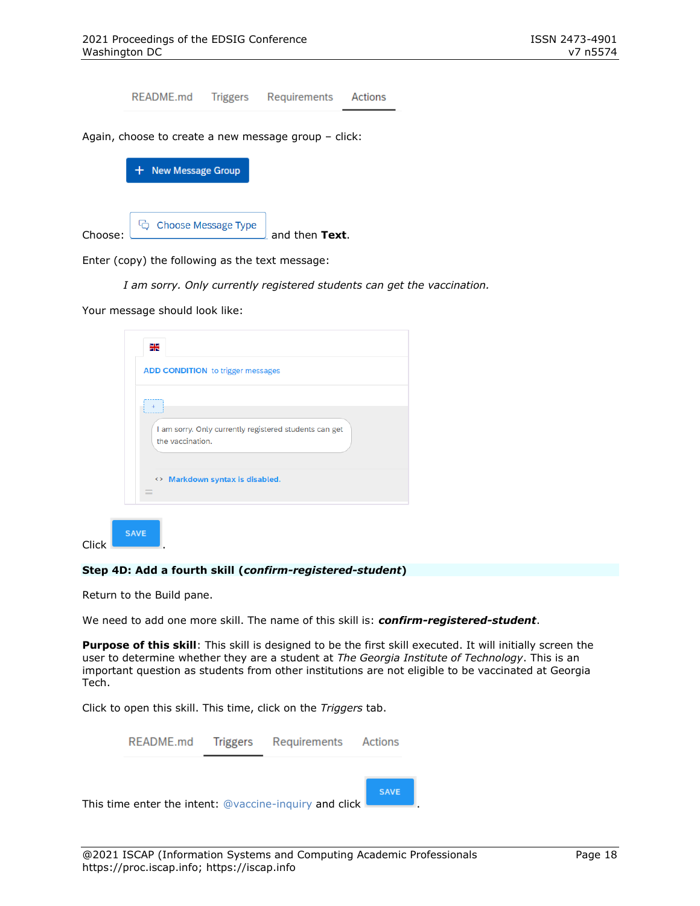README.md Triggers Requirements **Actions**

Again, choose to create a new message group – click:

+ New Message Group

Choose: Choose Message Type and then **Text**.

Enter (copy) the following as the text message:

> *I am sorry. Only currently registered students can get the vaccination.*

Your message should look like:

ADD CONDITION to trigger messages

I am sorry. Only currently registered students can get the vaccination.

Markdown syntax is disabled.

Click SAVE.

**Step 4D: Add a fourth skill (*confirm-registered-student*)**

Return to the Build pane.

We need to add one more skill. The name of this skill is: ***confirm-registered-student***.

**Purpose of this skill**: This skill is designed to be the first skill executed. It will initially screen the user to determine whether they are a student at *The Georgia Institute of Technology*. This is an important question as students from other institutions are not eligible to be vaccinated at Georgia Tech.

Click to open this skill. This time, click on the *Triggers* tab.

README.md **Triggers** Requirements Actions

This time enter the intent: @vaccine-inquiry and click SAVE.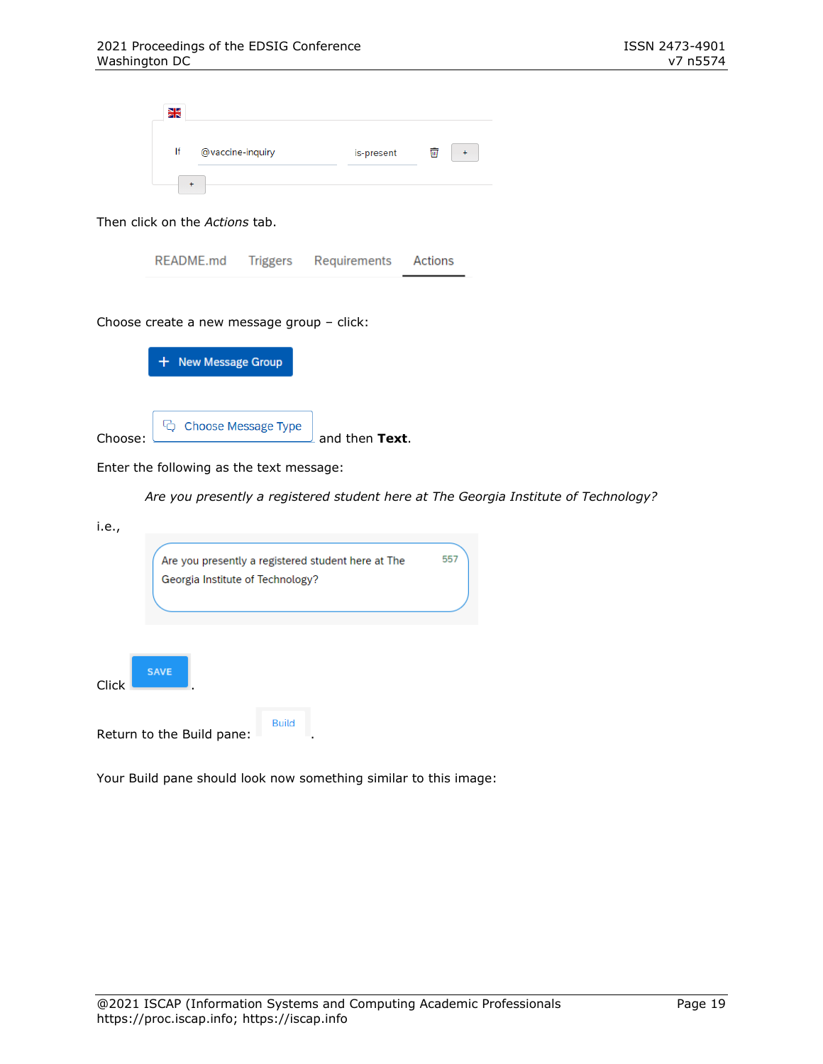If @vaccine-inquiry is-present

Then click on the *Actions* tab.

README.md Triggers Requirements Actions

Choose create a new message group – click:

New Message Group

Choose: Choose Message Type and then **Text**.

Enter the following as the text message:

*Are you presently a registered student here at The Georgia Institute of Technology?*

i.e.,

Are you presently a registered student here at The Georgia Institute of Technology? 557

Click SAVE.

Return to the Build pane: Build.

Your Build pane should look now something similar to this image: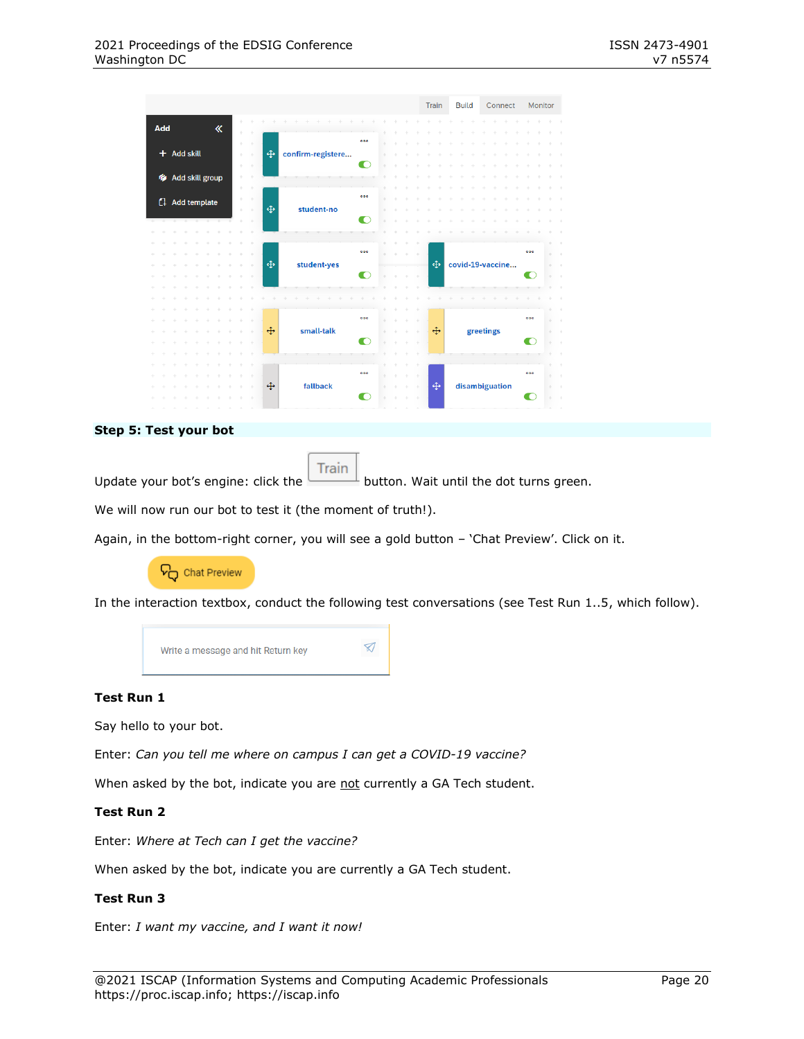### Step 5: Test your bot

Update your bot's engine: click the Train button. Wait until the dot turns green.

We will now run our bot to test it (the moment of truth!).

Again, in the bottom-right corner, you will see a gold button – 'Chat Preview'. Click on it.

In the interaction textbox, conduct the following test conversations (see Test Run 1..5, which follow).

**Test Run 1**

Say hello to your bot.

Enter: *Can you tell me where on campus I can get a COVID-19 vaccine?*

When asked by the bot, indicate you are <u>not</u> currently a GA Tech student.

**Test Run 2**

Enter: *Where at Tech can I get the vaccine?*

When asked by the bot, indicate you are currently a GA Tech student.

**Test Run 3**

Enter: *I want my vaccine, and I want it now!*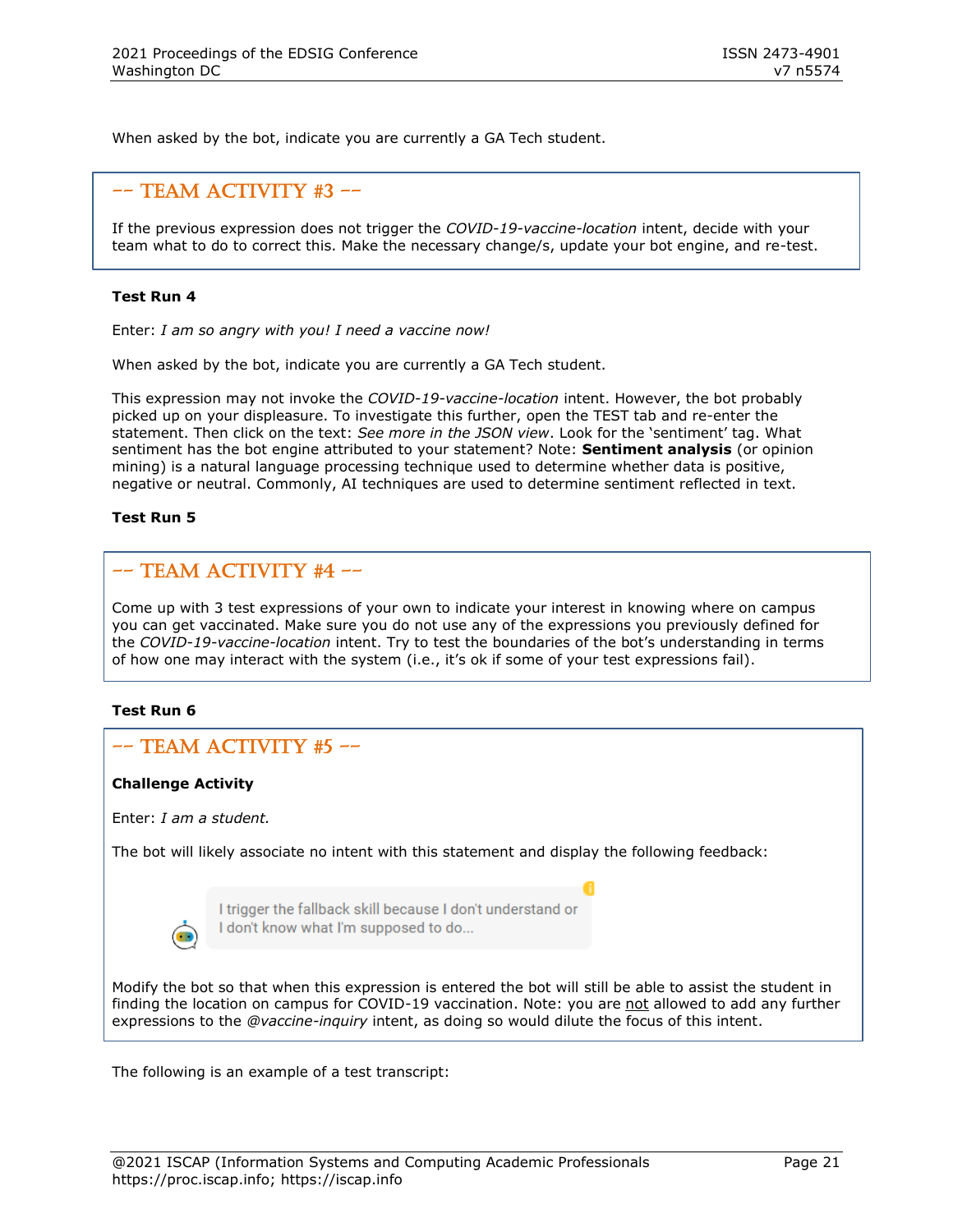When asked by the bot, indicate you are currently a GA Tech student.

> **-- TEAM ACTIVITY #3 --**
>
> If the previous expression does not trigger the *COVID-19-vaccine-location* intent, decide with your team what to do to correct this. Make the necessary change/s, update your bot engine, and re-test.

**Test Run 4**

Enter: *I am so angry with you! I need a vaccine now!*

When asked by the bot, indicate you are currently a GA Tech student.

This expression may not invoke the *COVID-19-vaccine-location* intent. However, the bot probably picked up on your displeasure. To investigate this further, open the TEST tab and re-enter the statement. Then click on the text: *See more in the JSON view*. Look for the 'sentiment' tag. What sentiment has the bot engine attributed to your statement? Note: **Sentiment analysis** (or opinion mining) is a natural language processing technique used to determine whether data is positive, negative or neutral. Commonly, AI techniques are used to determine sentiment reflected in text.

**Test Run 5**

> **-- TEAM ACTIVITY #4 --**
>
> Come up with 3 test expressions of your own to indicate your interest in knowing where on campus you can get vaccinated. Make sure you do not use any of the expressions you previously defined for the *COVID-19-vaccine-location* intent. Try to test the boundaries of the bot's understanding in terms of how one may interact with the system (i.e., it's ok if some of your test expressions fail).

**Test Run 6**

> **-- TEAM ACTIVITY #5 --**
>
> **Challenge Activity**
>
> Enter: *I am a student.*
>
> The bot will likely associate no intent with this statement and display the following feedback:
>
> I trigger the fallback skill because I don't understand or I don't know what I'm supposed to do...
>
> Modify the bot so that when this expression is entered the bot will still be able to assist the student in finding the location on campus for COVID-19 vaccination. Note: you are <u>not</u> allowed to add any further expressions to the *@vaccine-inquiry* intent, as doing so would dilute the focus of this intent.

The following is an example of a test transcript: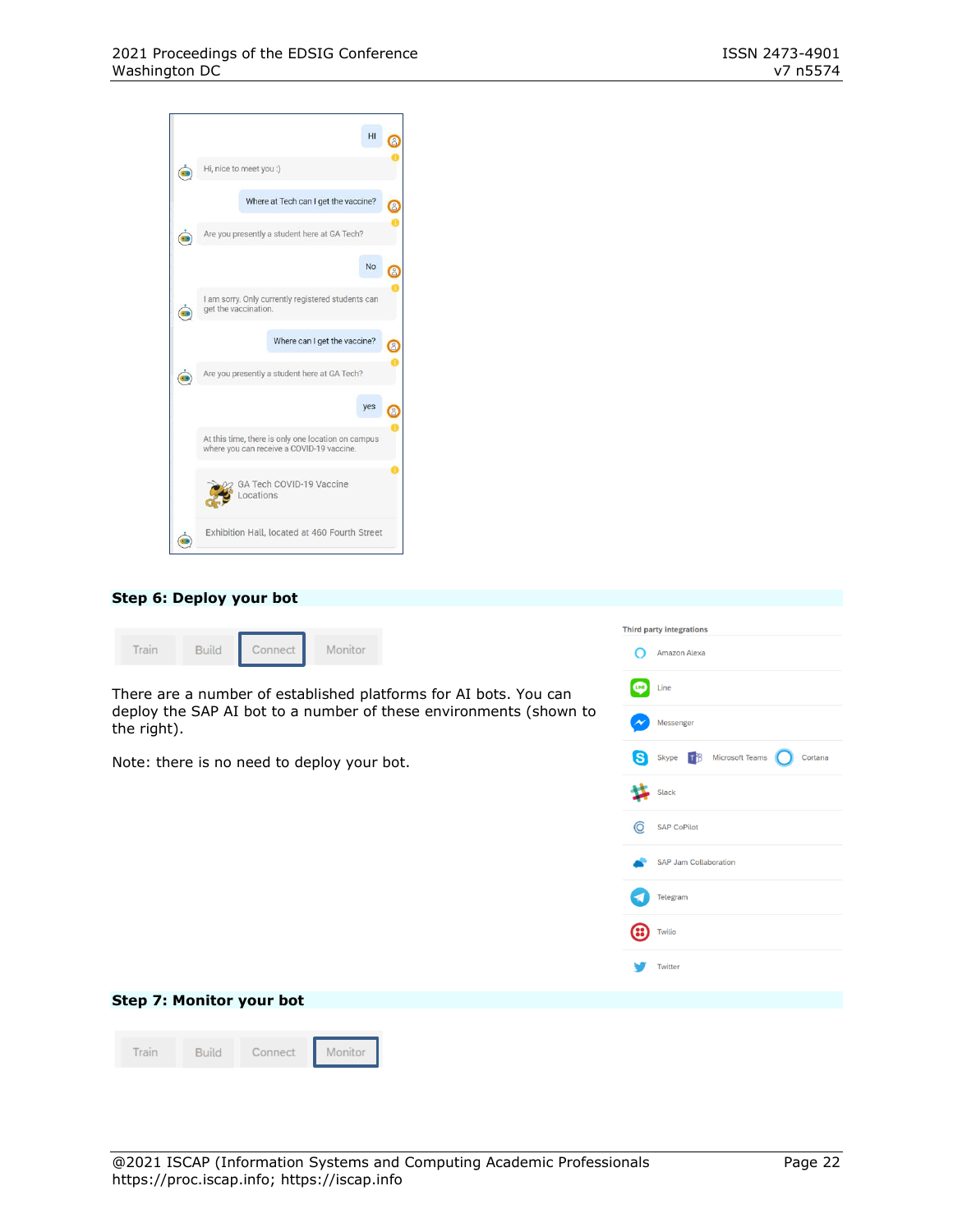Hi

Hi, nice to meet you :)

Where at Tech can I get the vaccine?

Are you presently a student here at GA Tech?

No

I am sorry. Only currently registered students can get the vaccination.

Where can I get the vaccine?

Are you presently a student here at GA Tech?

yes

At this time, there is only one location on campus where you can receive a COVID-19 vaccine.

GA Tech COVID-19 Vaccine Locations

Exhibition Hall, located at 460 Fourth Street

### Step 6: Deploy your bot

Train | Build | Connect | Monitor

There are a number of established platforms for AI bots. You can deploy the SAP AI bot to a number of these environments (shown to the right).

Note: there is no need to deploy your bot.

Third party integrations

- Amazon Alexa
- Line
- Messenger
- Skype
- Microsoft Teams
- Cortana
- Slack
- SAP CoPilot
- SAP Jam Collaboration
- Telegram
- Twilio
- Twitter

### Step 7: Monitor your bot

Train | Build | Connect | Monitor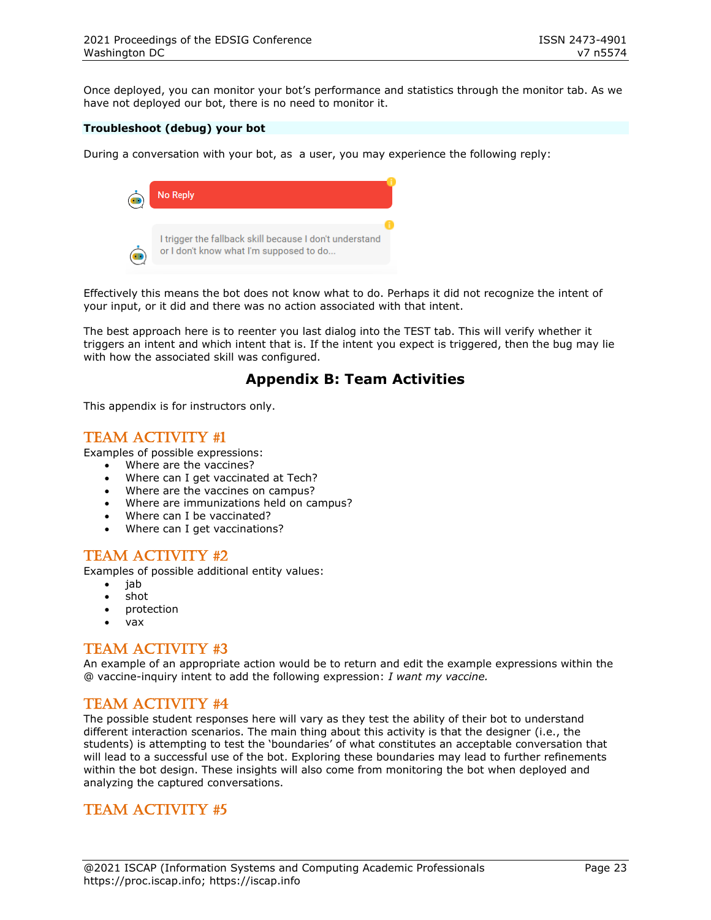Once deployed, you can monitor your bot's performance and statistics through the monitor tab. As we have not deployed our bot, there is no need to monitor it.

**Troubleshoot (debug) your bot**

During a conversation with your bot, as a user, you may experience the following reply:

No Reply

I trigger the fallback skill because I don't understand or I don't know what I'm supposed to do...

Effectively this means the bot does not know what to do. Perhaps it did not recognize the intent of your input, or it did and there was no action associated with that intent.

The best approach here is to reenter you last dialog into the TEST tab. This will verify whether it triggers an intent and which intent that is. If the intent you expect is triggered, then the bug may lie with how the associated skill was configured.

## Appendix B: Team Activities

This appendix is for instructors only.

### TEAM ACTIVITY #1

Examples of possible expressions:

- Where are the vaccines?
- Where can I get vaccinated at Tech?
- Where are the vaccines on campus?
- Where are immunizations held on campus?
- Where can I be vaccinated?
- Where can I get vaccinations?

### TEAM ACTIVITY #2

Examples of possible additional entity values:

- jab
- shot
- protection
- vax

### TEAM ACTIVITY #3

An example of an appropriate action would be to return and edit the example expressions within the @ vaccine-inquiry intent to add the following expression: *I want my vaccine.*

### TEAM ACTIVITY #4

The possible student responses here will vary as they test the ability of their bot to understand different interaction scenarios. The main thing about this activity is that the designer (i.e., the students) is attempting to test the 'boundaries' of what constitutes an acceptable conversation that will lead to a successful use of the bot. Exploring these boundaries may lead to further refinements within the bot design. These insights will also come from monitoring the bot when deployed and analyzing the captured conversations.

### TEAM ACTIVITY #5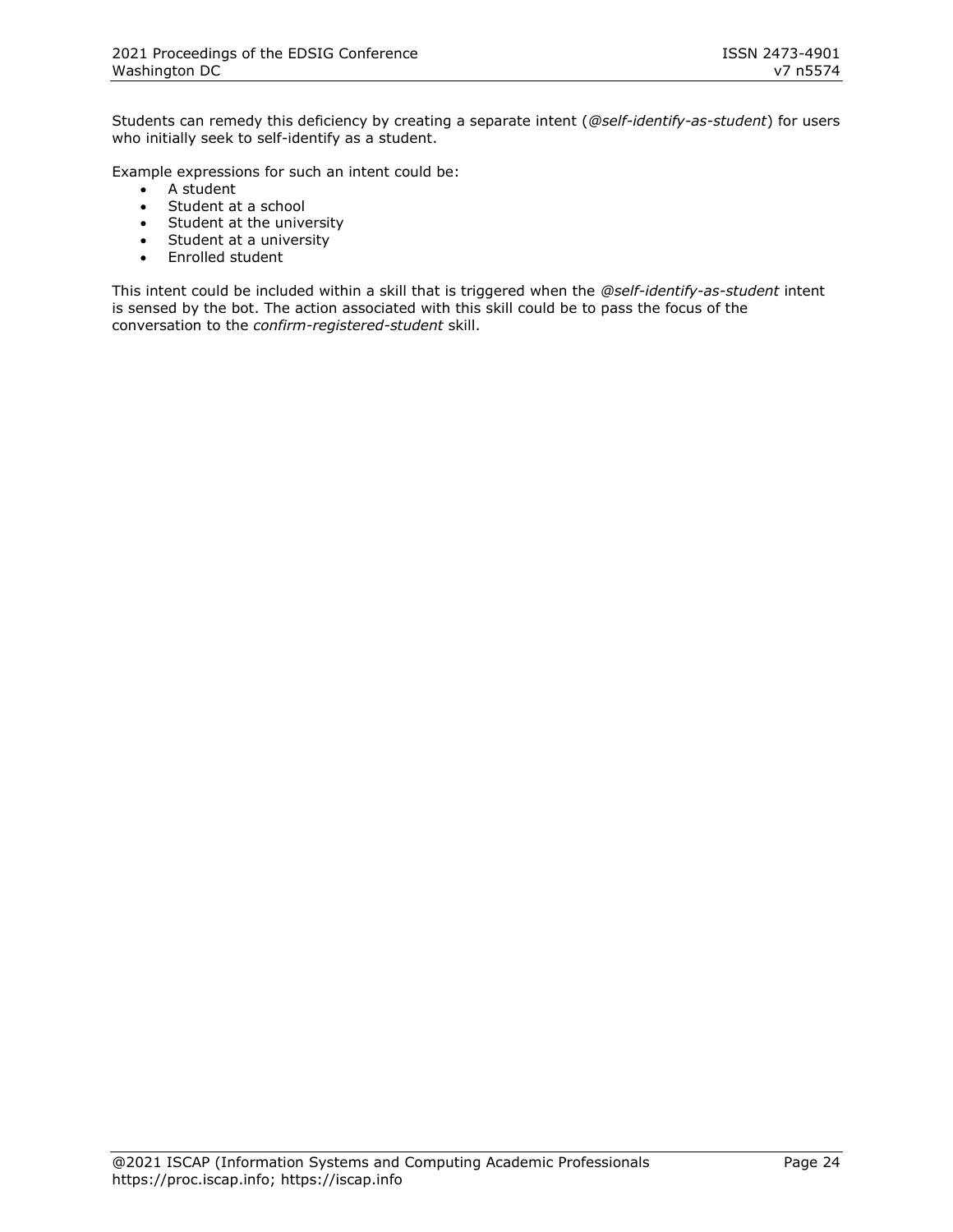Students can remedy this deficiency by creating a separate intent (*@self-identify-as-student*) for users who initially seek to self-identify as a student.

Example expressions for such an intent could be:

- A student
- Student at a school
- Student at the university
- Student at a university
- Enrolled student

This intent could be included within a skill that is triggered when the *@self-identify-as-student* intent is sensed by the bot. The action associated with this skill could be to pass the focus of the conversation to the *confirm-registered-student* skill.